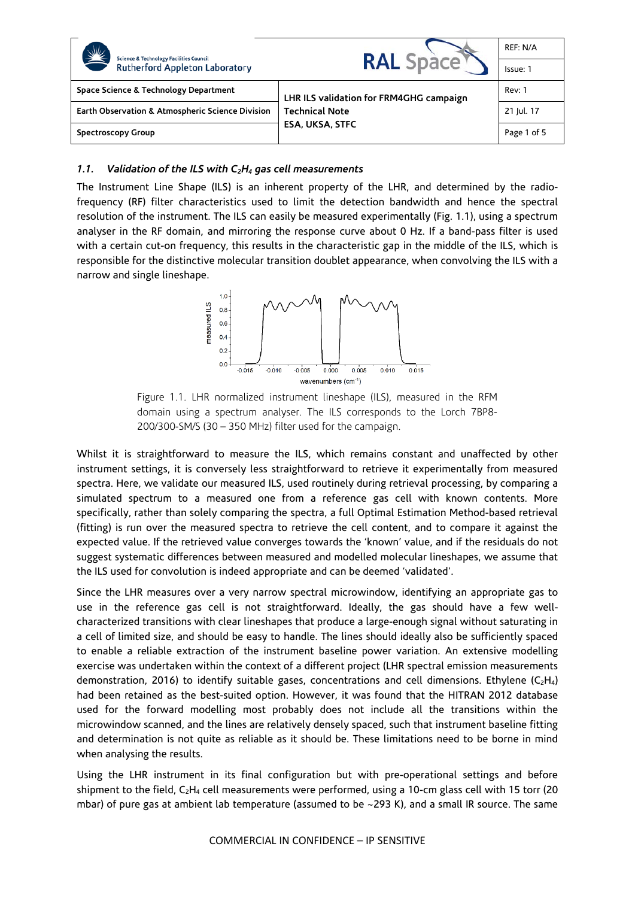### 1.1. *Validation of the ILS with $C_2H_4$ gas cell measurements*

The Instrument Line Shape (ILS) is an inherent property of the LHR, and determined by the radio-frequency (RF) filter characteristics used to limit the detection bandwidth and hence the spectral resolution of the instrument. The ILS can easily be measured experimentally (Fig. 1.1), using a spectrum analyser in the RF domain, and mirroring the response curve about 0 Hz. If a band-pass filter is used with a certain cut-on frequency, this results in the characteristic gap in the middle of the ILS, which is responsible for the distinctive molecular transition doublet appearance, when convolving the ILS with a narrow and single lineshape.

Figure 1.1. LHR normalized instrument lineshape (ILS), measured in the RFM domain using a spectrum analyser. The ILS corresponds to the Lorch 7BP8-200/300-SM/S (30 – 350 MHz) filter used for the campaign.

Whilst it is straightforward to measure the ILS, which remains constant and unaffected by other instrument settings, it is conversely less straightforward to retrieve it experimentally from measured spectra. Here, we validate our measured ILS, used routinely during retrieval processing, by comparing a simulated spectrum to a measured one from a reference gas cell with known contents. More specifically, rather than solely comparing the spectra, a full Optimal Estimation Method-based retrieval (fitting) is run over the measured spectra to retrieve the cell content, and to compare it against the expected value. If the retrieved value converges towards the 'known' value, and if the residuals do not suggest systematic differences between measured and modelled molecular lineshapes, we assume that the ILS used for convolution is indeed appropriate and can be deemed 'validated'.

Since the LHR measures over a very narrow spectral microwindow, identifying an appropriate gas to use in the reference gas cell is not straightforward. Ideally, the gas should have a few well-characterized transitions with clear lineshapes that produce a large-enough signal without saturating in a cell of limited size, and should be easy to handle. The lines should ideally also be sufficiently spaced to enable a reliable extraction of the instrument baseline power variation. An extensive modelling exercise was undertaken within the context of a different project (LHR spectral emission measurements demonstration, 2016) to identify suitable gases, concentrations and cell dimensions. Ethylene ($C_2H_4$) had been retained as the best-suited option. However, it was found that the HITRAN 2012 database used for the forward modelling most probably does not include all the transitions within the microwindow scanned, and the lines are relatively densely spaced, such that instrument baseline fitting and determination is not quite as reliable as it should be. These limitations need to be borne in mind when analysing the results.

Using the LHR instrument in its final configuration but with pre-operational settings and before shipment to the field, $C_2H_4$ cell measurements were performed, using a 10-cm glass cell with 15 torr (20 mbar) of pure gas at ambient lab temperature (assumed to be ~293 K), and a small IR source. The same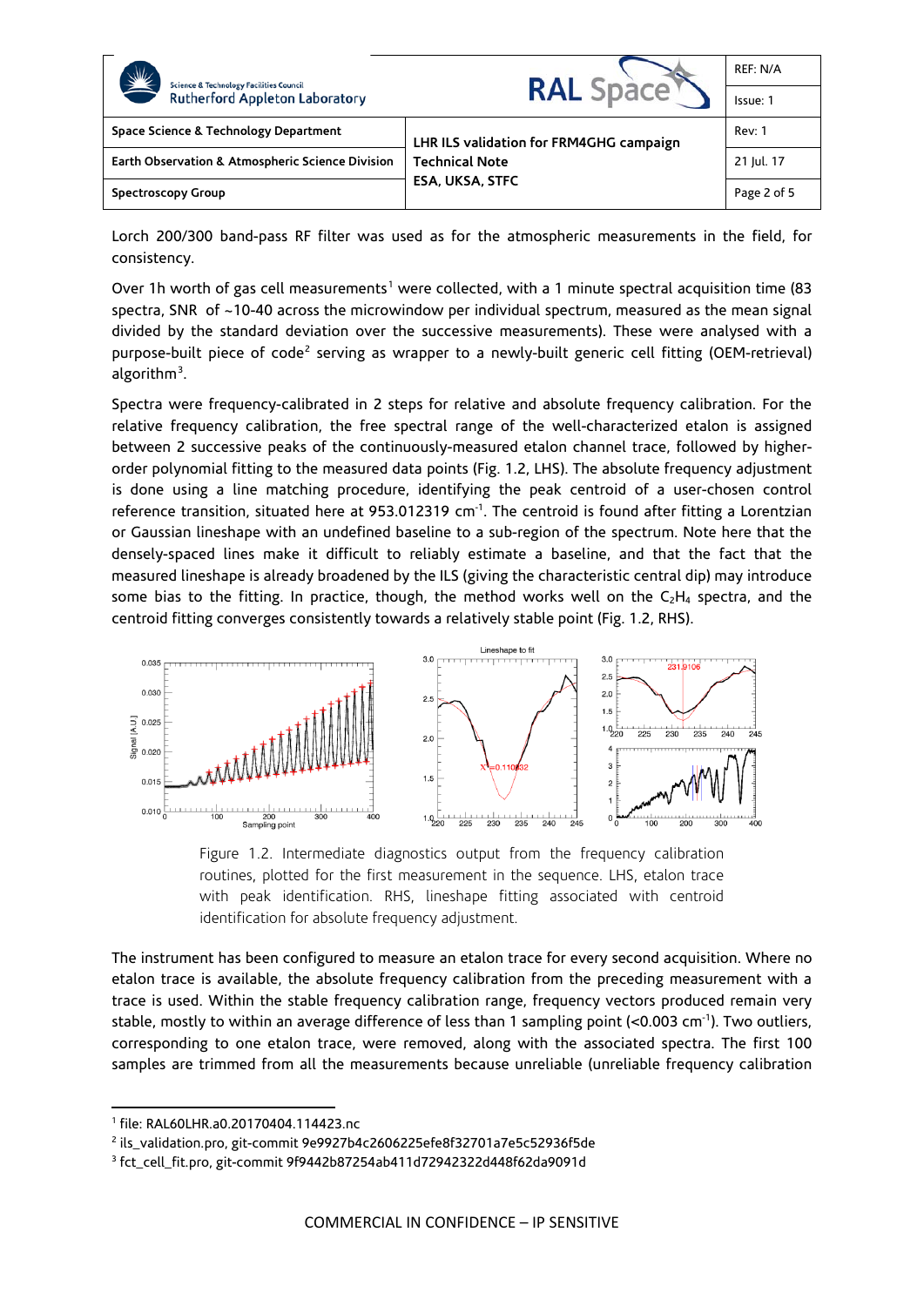Lorch 200/300 band-pass RF filter was used as for the atmospheric measurements in the field, for consistency.

Over 1h worth of gas cell measurements[1] were collected, with a 1 minute spectral acquisition time (83 spectra, SNR of ~10-40 across the microwindow per individual spectrum, measured as the mean signal divided by the standard deviation over the successive measurements). These were analysed with a purpose-built piece of code[2] serving as wrapper to a newly-built generic cell fitting (OEM-retrieval) algorithm[3].

Spectra were frequency-calibrated in 2 steps for relative and absolute frequency calibration. For the relative frequency calibration, the free spectral range of the well-characterized etalon is assigned between 2 successive peaks of the continuously-measured etalon channel trace, followed by higher-order polynomial fitting to the measured data points (Fig. 1.2, LHS). The absolute frequency adjustment is done using a line matching procedure, identifying the peak centroid of a user-chosen control reference transition, situated here at 953.012319 cm$^{-1}$. The centroid is found after fitting a Lorentzian or Gaussian lineshape with an undefined baseline to a sub-region of the spectrum. Note here that the densely-spaced lines make it difficult to reliably estimate a baseline, and that the fact that the measured lineshape is already broadened by the ILS (giving the characteristic central dip) may introduce some bias to the fitting. In practice, though, the method works well on the $C_2H_4$ spectra, and the centroid fitting converges consistently towards a relatively stable point (Fig. 1.2, RHS).

Figure 1.2. Intermediate diagnostics output from the frequency calibration routines, plotted for the first measurement in the sequence. LHS, etalon trace with peak identification. RHS, lineshape fitting associated with centroid identification for absolute frequency adjustment.

The instrument has been configured to measure an etalon trace for every second acquisition. Where no etalon trace is available, the absolute frequency calibration from the preceding measurement with a trace is used. Within the stable frequency calibration range, frequency vectors produced remain very stable, mostly to within an average difference of less than 1 sampling point (<0.003 cm$^{-1}$). Two outliers, corresponding to one etalon trace, were removed, along with the associated spectra. The first 100 samples are trimmed from all the measurements because unreliable (unreliable frequency calibration

[1] file: RAL60LHR.a0.20170404.114423.nc

[2] ils_validation.pro, git-commit 9e9927b4c2606225efe8f32701a7e5c52936f5de

[3] fct_cell_fit.pro, git-commit 9f9442b87254ab411d72942322d448f62da9091d

COMMERCIAL IN CONFIDENCE – IP SENSITIVE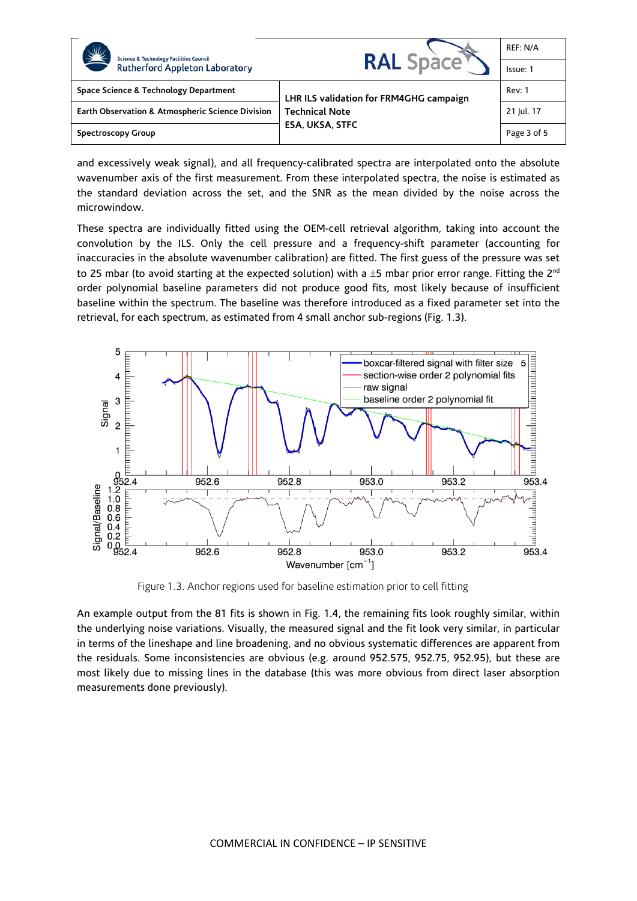and excessively weak signal), and all frequency-calibrated spectra are interpolated onto the absolute wavenumber axis of the first measurement. From these interpolated spectra, the noise is estimated as the standard deviation across the set, and the SNR as the mean divided by the noise across the microwindow.

These spectra are individually fitted using the OEM-cell retrieval algorithm, taking into account the convolution by the ILS. Only the cell pressure and a frequency-shift parameter (accounting for inaccuracies in the absolute wavenumber calibration) are fitted. The first guess of the pressure was set to 25 mbar (to avoid starting at the expected solution) with a ±5 mbar prior error range. Fitting the 2[nd] order polynomial baseline parameters did not produce good fits, most likely because of insufficient baseline within the spectrum. The baseline was therefore introduced as a fixed parameter set into the retrieval, for each spectrum, as estimated from 4 small anchor sub-regions (Fig. 1.3).

Figure 1.3. Anchor regions used for baseline estimation prior to cell fitting

An example output from the 81 fits is shown in Fig. 1.4, the remaining fits look roughly similar, within the underlying noise variations. Visually, the measured signal and the fit look very similar, in particular in terms of the lineshape and line broadening, and no obvious systematic differences are apparent from the residuals. Some inconsistencies are obvious (e.g. around 952.575, 952.75, 952.95), but these are most likely due to missing lines in the database (this was more obvious from direct laser absorption measurements done previously).

COMMERCIAL IN CONFIDENCE – IP SENSITIVE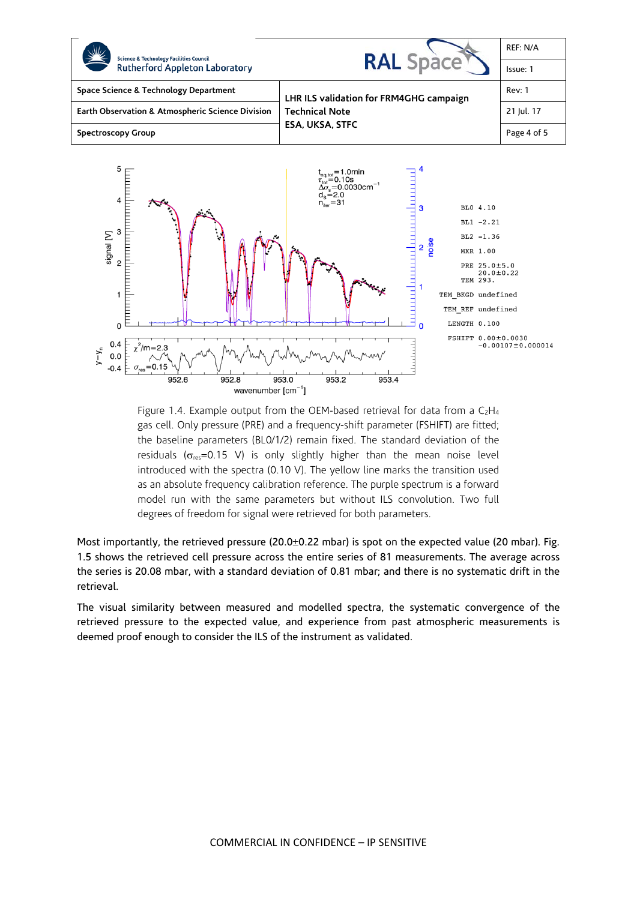Figure 1.4. Example output from the OEM-based retrieval for data from a $C_2H_4$ gas cell. Only pressure (PRE) and a frequency-shift parameter (FSHIFT) are fitted; the baseline parameters (BL0/1/2) remain fixed. The standard deviation of the residuals ($\sigma_{res}$=0.15 V) is only slightly higher than the mean noise level introduced with the spectra (0.10 V). The yellow line marks the transition used as an absolute frequency calibration reference. The purple spectrum is a forward model run with the same parameters but without ILS convolution. Two full degrees of freedom for signal were retrieved for both parameters.

Most importantly, the retrieved pressure (20.0±0.22 mbar) is spot on the expected value (20 mbar). Fig. 1.5 shows the retrieved cell pressure across the entire series of 81 measurements. The average across the series is 20.08 mbar, with a standard deviation of 0.81 mbar; and there is no systematic drift in the retrieval.

The visual similarity between measured and modelled spectra, the systematic convergence of the retrieved pressure to the expected value, and experience from past atmospheric measurements is deemed proof enough to consider the ILS of the instrument as validated.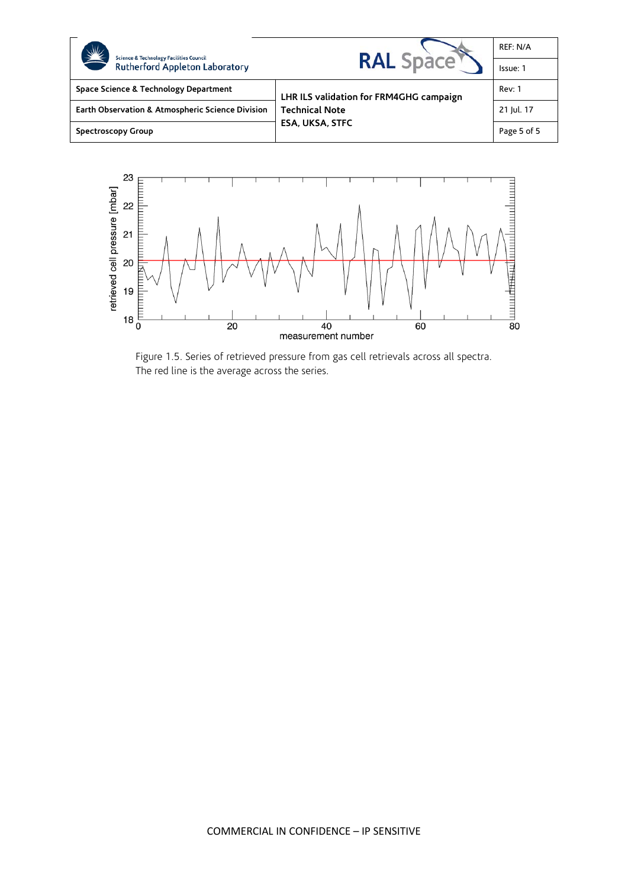retrieved cell pressure [mbar]

23

22

21

20

19

18

0

20

40

60

80

measurement number

Figure 1.5. Series of retrieved pressure from gas cell retrievals across all spectra. The red line is the average across the series.

COMMERCIAL IN CONFIDENCE – IP SENSITIVE